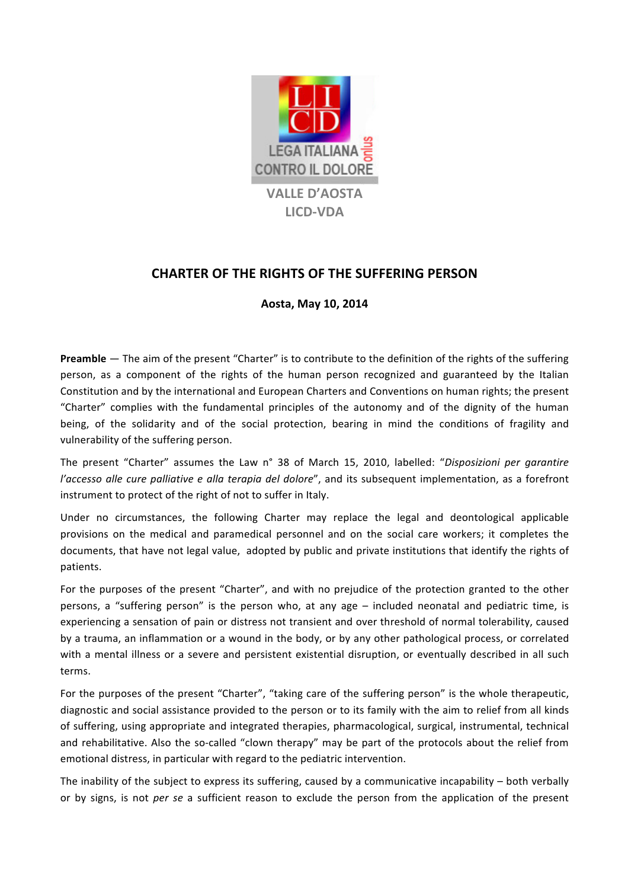LEGA ITALIANA CONTRO IL DOLORE onlus

VALLE D'AOSTA
LICD-VDA

# CHARTER OF THE RIGHTS OF THE SUFFERING PERSON

**Aosta, May 10, 2014**

**Preamble** — The aim of the present "Charter" is to contribute to the definition of the rights of the suffering person, as a component of the rights of the human person recognized and guaranteed by the Italian Constitution and by the international and European Charters and Conventions on human rights; the present "Charter" complies with the fundamental principles of the autonomy and of the dignity of the human being, of the solidarity and of the social protection, bearing in mind the conditions of fragility and vulnerability of the suffering person.

The present "Charter" assumes the Law n° 38 of March 15, 2010, labelled: "*Disposizioni per garantire l'accesso alle cure palliative e alla terapia del dolore*", and its subsequent implementation, as a forefront instrument to protect of the right of not to suffer in Italy.

Under no circumstances, the following Charter may replace the legal and deontological applicable provisions on the medical and paramedical personnel and on the social care workers; it completes the documents, that have not legal value, adopted by public and private institutions that identify the rights of patients.

For the purposes of the present "Charter", and with no prejudice of the protection granted to the other persons, a "suffering person" is the person who, at any age – included neonatal and pediatric time, is experiencing a sensation of pain or distress not transient and over threshold of normal tolerability, caused by a trauma, an inflammation or a wound in the body, or by any other pathological process, or correlated with a mental illness or a severe and persistent existential disruption, or eventually described in all such terms.

For the purposes of the present "Charter", "taking care of the suffering person" is the whole therapeutic, diagnostic and social assistance provided to the person or to its family with the aim to relief from all kinds of suffering, using appropriate and integrated therapies, pharmacological, surgical, instrumental, technical and rehabilitative. Also the so-called "clown therapy" may be part of the protocols about the relief from emotional distress, in particular with regard to the pediatric intervention.

The inability of the subject to express its suffering, caused by a communicative incapability – both verbally or by signs, is not *per se* a sufficient reason to exclude the person from the application of the present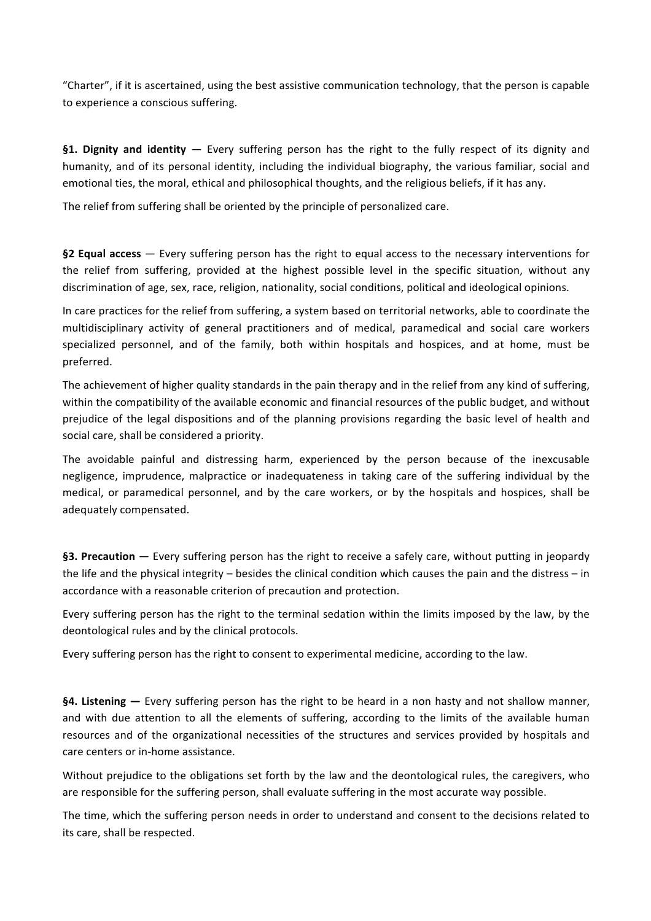"Charter", if it is ascertained, using the best assistive communication technology, that the person is capable to experience a conscious suffering.

**§1. Dignity and identity** — Every suffering person has the right to the fully respect of its dignity and humanity, and of its personal identity, including the individual biography, the various familiar, social and emotional ties, the moral, ethical and philosophical thoughts, and the religious beliefs, if it has any.

The relief from suffering shall be oriented by the principle of personalized care.

**§2 Equal access** — Every suffering person has the right to equal access to the necessary interventions for the relief from suffering, provided at the highest possible level in the specific situation, without any discrimination of age, sex, race, religion, nationality, social conditions, political and ideological opinions.

In care practices for the relief from suffering, a system based on territorial networks, able to coordinate the multidisciplinary activity of general practitioners and of medical, paramedical and social care workers specialized personnel, and of the family, both within hospitals and hospices, and at home, must be preferred.

The achievement of higher quality standards in the pain therapy and in the relief from any kind of suffering, within the compatibility of the available economic and financial resources of the public budget, and without prejudice of the legal dispositions and of the planning provisions regarding the basic level of health and social care, shall be considered a priority.

The avoidable painful and distressing harm, experienced by the person because of the inexcusable negligence, imprudence, malpractice or inadequateness in taking care of the suffering individual by the medical, or paramedical personnel, and by the care workers, or by the hospitals and hospices, shall be adequately compensated.

**§3. Precaution** — Every suffering person has the right to receive a safely care, without putting in jeopardy the life and the physical integrity – besides the clinical condition which causes the pain and the distress – in accordance with a reasonable criterion of precaution and protection.

Every suffering person has the right to the terminal sedation within the limits imposed by the law, by the deontological rules and by the clinical protocols.

Every suffering person has the right to consent to experimental medicine, according to the law.

**§4. Listening —** Every suffering person has the right to be heard in a non hasty and not shallow manner, and with due attention to all the elements of suffering, according to the limits of the available human resources and of the organizational necessities of the structures and services provided by hospitals and care centers or in-home assistance.

Without prejudice to the obligations set forth by the law and the deontological rules, the caregivers, who are responsible for the suffering person, shall evaluate suffering in the most accurate way possible.

The time, which the suffering person needs in order to understand and consent to the decisions related to its care, shall be respected.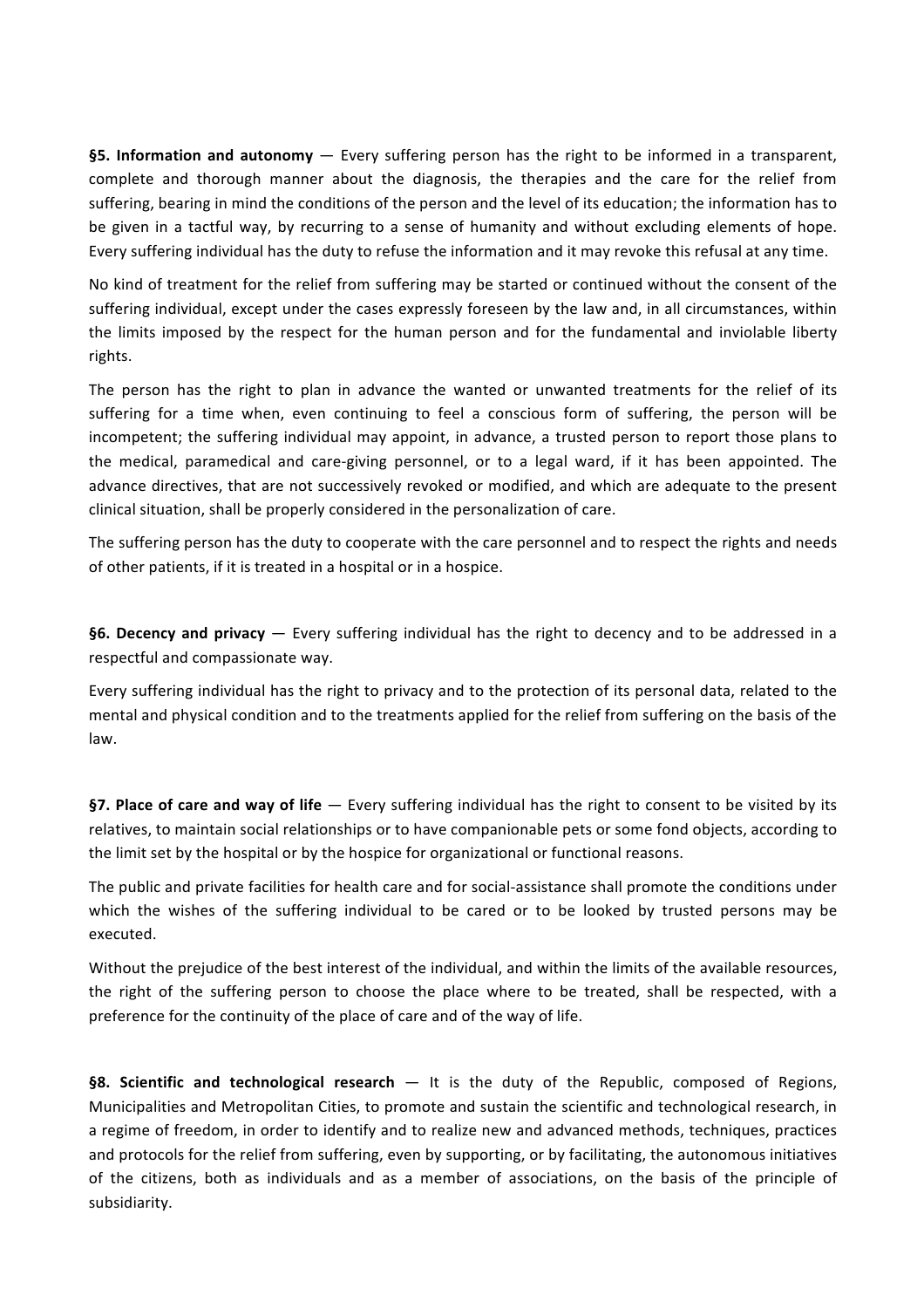**§5. Information and autonomy** — Every suffering person has the right to be informed in a transparent, complete and thorough manner about the diagnosis, the therapies and the care for the relief from suffering, bearing in mind the conditions of the person and the level of its education; the information has to be given in a tactful way, by recurring to a sense of humanity and without excluding elements of hope. Every suffering individual has the duty to refuse the information and it may revoke this refusal at any time.

No kind of treatment for the relief from suffering may be started or continued without the consent of the suffering individual, except under the cases expressly foreseen by the law and, in all circumstances, within the limits imposed by the respect for the human person and for the fundamental and inviolable liberty rights.

The person has the right to plan in advance the wanted or unwanted treatments for the relief of its suffering for a time when, even continuing to feel a conscious form of suffering, the person will be incompetent; the suffering individual may appoint, in advance, a trusted person to report those plans to the medical, paramedical and care-giving personnel, or to a legal ward, if it has been appointed. The advance directives, that are not successively revoked or modified, and which are adequate to the present clinical situation, shall be properly considered in the personalization of care.

The suffering person has the duty to cooperate with the care personnel and to respect the rights and needs of other patients, if it is treated in a hospital or in a hospice.

**§6. Decency and privacy** — Every suffering individual has the right to decency and to be addressed in a respectful and compassionate way.

Every suffering individual has the right to privacy and to the protection of its personal data, related to the mental and physical condition and to the treatments applied for the relief from suffering on the basis of the law.

**§7. Place of care and way of life** — Every suffering individual has the right to consent to be visited by its relatives, to maintain social relationships or to have companionable pets or some fond objects, according to the limit set by the hospital or by the hospice for organizational or functional reasons.

The public and private facilities for health care and for social-assistance shall promote the conditions under which the wishes of the suffering individual to be cared or to be looked by trusted persons may be executed.

Without the prejudice of the best interest of the individual, and within the limits of the available resources, the right of the suffering person to choose the place where to be treated, shall be respected, with a preference for the continuity of the place of care and of the way of life.

**§8. Scientific and technological research** — It is the duty of the Republic, composed of Regions, Municipalities and Metropolitan Cities, to promote and sustain the scientific and technological research, in a regime of freedom, in order to identify and to realize new and advanced methods, techniques, practices and protocols for the relief from suffering, even by supporting, or by facilitating, the autonomous initiatives of the citizens, both as individuals and as a member of associations, on the basis of the principle of subsidiarity.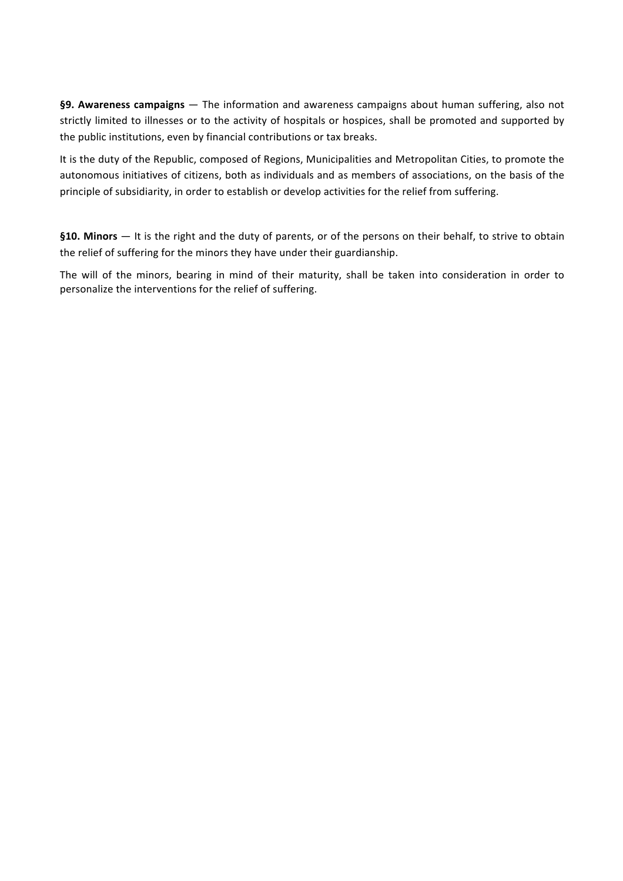**§9. Awareness campaigns** — The information and awareness campaigns about human suffering, also not strictly limited to illnesses or to the activity of hospitals or hospices, shall be promoted and supported by the public institutions, even by financial contributions or tax breaks.

It is the duty of the Republic, composed of Regions, Municipalities and Metropolitan Cities, to promote the autonomous initiatives of citizens, both as individuals and as members of associations, on the basis of the principle of subsidiarity, in order to establish or develop activities for the relief from suffering.

**§10. Minors** — It is the right and the duty of parents, or of the persons on their behalf, to strive to obtain the relief of suffering for the minors they have under their guardianship.

The will of the minors, bearing in mind of their maturity, shall be taken into consideration in order to personalize the interventions for the relief of suffering.